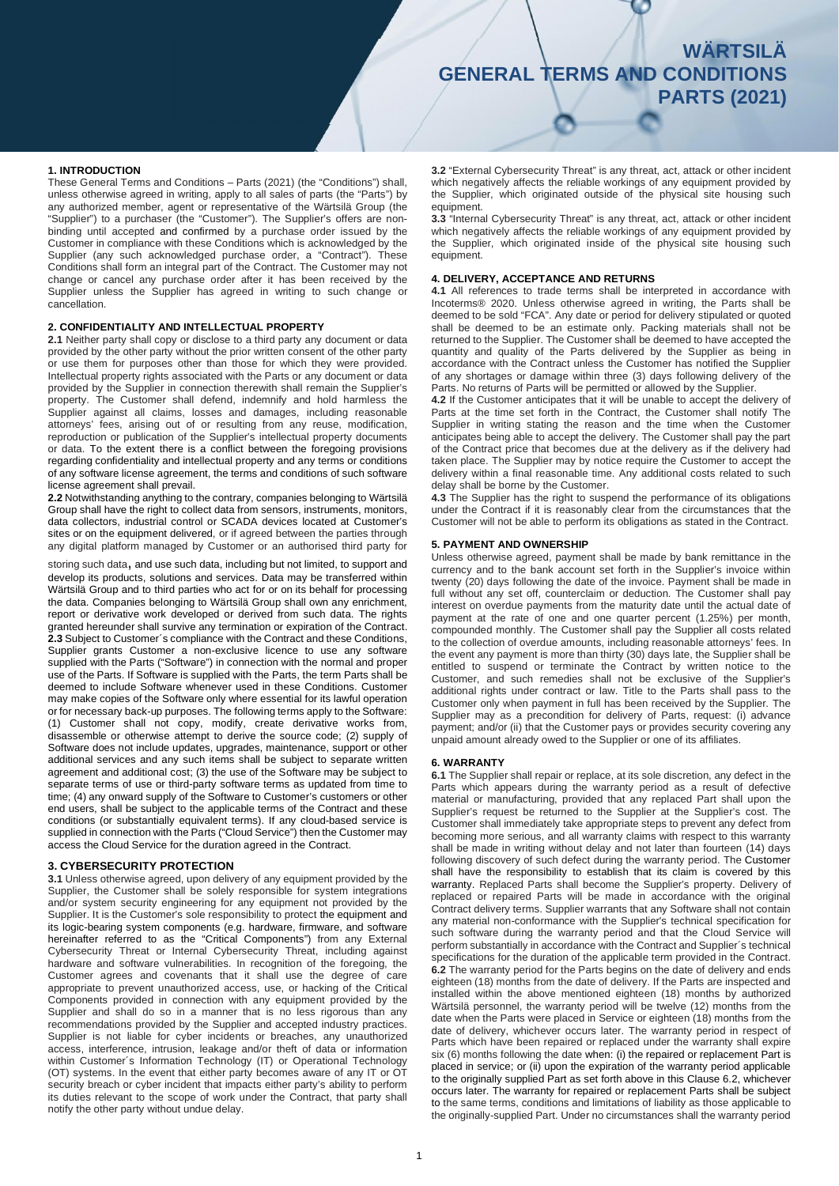# WÄRTSILÄ GENERAL TERMS AND CONDITIONS PARTS (2021)

## 1. INTRODUCTION

These General Terms and Conditions – Parts (2021) (the "Conditions") shall, unless otherwise agreed in writing, apply to all sales of parts (the "Parts") by any authorized member, agent or representative of the Wärtsilä Group (the "Supplier") to a purchaser (the "Customer"). The Supplier's offers are non-binding until accepted and confirmed by a purchase order issued by the Customer in compliance with these Conditions which is acknowledged by the Supplier (any such acknowledged purchase order, a "Contract"). These Conditions shall form an integral part of the Contract. The Customer may not change or cancel any purchase order after it has been received by the Supplier unless the Supplier has agreed in writing to such change or cancellation.

## 2. CONFIDENTIALITY AND INTELLECTUAL PROPERTY

**2.1** Neither party shall copy or disclose to a third party any document or data provided by the other party without the prior written consent of the other party or use them for purposes other than those for which they were provided. Intellectual property rights associated with the Parts or any document or data provided by the Supplier in connection therewith shall remain the Supplier's property. The Customer shall defend, indemnify and hold harmless the Supplier against all claims, losses and damages, including reasonable attorneys' fees, arising out of or resulting from any reuse, modification, reproduction or publication of the Supplier's intellectual property documents or data. To the extent there is a conflict between the foregoing provisions regarding confidentiality and intellectual property and any terms or conditions of any software license agreement, the terms and conditions of such software license agreement shall prevail.

**2.2** Notwithstanding anything to the contrary, companies belonging to Wärtsilä Group shall have the right to collect data from sensors, instruments, monitors, data collectors, industrial control or SCADA devices located at Customer's sites or on the equipment delivered, or if agreed between the parties through any digital platform managed by Customer or an authorised third party for storing such data, and use such data, including but not limited, to support and develop its products, solutions and services. Data may be transferred within Wärtsilä Group and to third parties who act for or on its behalf for processing the data. Companies belonging to Wärtsilä Group shall own any enrichment, report or derivative work developed or derived from such data. The rights granted hereunder shall survive any termination or expiration of the Contract.

**2.3** Subject to Customer´s compliance with the Contract and these Conditions, Supplier grants Customer a non-exclusive licence to use any software supplied with the Parts ("Software") in connection with the normal and proper use of the Parts. If Software is supplied with the Parts, the term Parts shall be deemed to include Software whenever used in these Conditions. Customer may make copies of the Software only where essential for its lawful operation or for necessary back-up purposes. The following terms apply to the Software: (1) Customer shall not copy, modify, create derivative works from, disassemble or otherwise attempt to derive the source code; (2) supply of Software does not include updates, upgrades, maintenance, support or other additional services and any such items shall be subject to separate written agreement and additional cost; (3) the use of the Software may be subject to separate terms of use or third-party software terms as updated from time to time; (4) any onward supply of the Software to Customer's customers or other end users, shall be subject to the applicable terms of the Contract and these conditions (or substantially equivalent terms). If any cloud-based service is supplied in connection with the Parts ("Cloud Service") then the Customer may access the Cloud Service for the duration agreed in the Contract.

## 3. CYBERSECURITY PROTECTION

**3.1** Unless otherwise agreed, upon delivery of any equipment provided by the Supplier, the Customer shall be solely responsible for system integrations and/or system security engineering for any equipment not provided by the Supplier. It is the Customer's sole responsibility to protect the equipment and its logic-bearing system components (e.g. hardware, firmware, and software hereinafter referred to as the "Critical Components") from any External Cybersecurity Threat or Internal Cybersecurity Threat, including against hardware and software vulnerabilities. In recognition of the foregoing, the Customer agrees and covenants that it shall use the degree of care appropriate to prevent unauthorized access, use, or hacking of the Critical Components provided in connection with any equipment provided by the Supplier and shall do so in a manner that is no less rigorous than any recommendations provided by the Supplier and accepted industry practices. Supplier is not liable for cyber incidents or breaches, any unauthorized access, interference, intrusion, leakage and/or theft of data or information within Customer´s Information Technology (IT) or Operational Technology (OT) systems. In the event that either party becomes aware of any IT or OT security breach or cyber incident that impacts either party's ability to perform its duties relevant to the scope of work under the Contract, that party shall notify the other party without undue delay.

**3.2** "External Cybersecurity Threat" is any threat, act, attack or other incident which negatively affects the reliable workings of any equipment provided by the Supplier, which originated outside of the physical site housing such equipment.

**3.3** "Internal Cybersecurity Threat" is any threat, act, attack or other incident which negatively affects the reliable workings of any equipment provided by the Supplier, which originated inside of the physical site housing such equipment.

## 4. DELIVERY, ACCEPTANCE AND RETURNS

**4.1** All references to trade terms shall be interpreted in accordance with Incoterms® 2020. Unless otherwise agreed in writing, the Parts shall be deemed to be sold "FCA". Any date or period for delivery stipulated or quoted shall be deemed to be an estimate only. Packing materials shall not be returned to the Supplier. The Customer shall be deemed to have accepted the quantity and quality of the Parts delivered by the Supplier as being in accordance with the Contract unless the Customer has notified the Supplier of any shortages or damage within three (3) days following delivery of the Parts. No returns of Parts will be permitted or allowed by the Supplier.

**4.2** If the Customer anticipates that it will be unable to accept the delivery of Parts at the time set forth in the Contract, the Customer shall notify The Supplier in writing stating the reason and the time when the Customer anticipates being able to accept the delivery. The Customer shall pay the part of the Contract price that becomes due at the delivery as if the delivery had taken place. The Supplier may by notice require the Customer to accept the delivery within a final reasonable time. Any additional costs related to such delay shall be borne by the Customer.

**4.3** The Supplier has the right to suspend the performance of its obligations under the Contract if it is reasonably clear from the circumstances that the Customer will not be able to perform its obligations as stated in the Contract.

## 5. PAYMENT AND OWNERSHIP

Unless otherwise agreed, payment shall be made by bank remittance in the currency and to the bank account set forth in the Supplier's invoice within twenty (20) days following the date of the invoice. Payment shall be made in full without any set off, counterclaim or deduction. The Customer shall pay interest on overdue payments from the maturity date until the actual date of payment at the rate of one and one quarter percent (1.25%) per month, compounded monthly. The Customer shall pay the Supplier all costs related to the collection of overdue amounts, including reasonable attorneys' fees. In the event any payment is more than thirty (30) days late, the Supplier shall be entitled to suspend or terminate the Contract by written notice to the Customer, and such remedies shall not be exclusive of the Supplier's additional rights under contract or law. Title to the Parts shall pass to the Customer only when payment in full has been received by the Supplier. The Supplier may as a precondition for delivery of Parts, request: (i) advance payment; and/or (ii) that the Customer pays or provides security covering any unpaid amount already owed to the Supplier or one of its affiliates.

## 6. WARRANTY

**6.1** The Supplier shall repair or replace, at its sole discretion, any defect in the Parts which appears during the warranty period as a result of defective material or manufacturing, provided that any replaced Part shall upon the Supplier's request be returned to the Supplier at the Supplier's cost. The Customer shall immediately take appropriate steps to prevent any defect from becoming more serious, and all warranty claims with respect to this warranty shall be made in writing without delay and not later than fourteen (14) days following discovery of such defect during the warranty period. The Customer shall have the responsibility to establish that its claim is covered by this warranty. Replaced Parts shall become the Supplier's property. Delivery of replaced or repaired Parts will be made in accordance with the original Contract delivery terms. Supplier warrants that any Software shall not contain any material non-conformance with the Supplier's technical specification for such software during the warranty period and that the Cloud Service will perform substantially in accordance with the Contract and Supplier´s technical specifications for the duration of the applicable term provided in the Contract.

**6.2** The warranty period for the Parts begins on the date of delivery and ends eighteen (18) months from the date of delivery. If the Parts are inspected and installed within the above mentioned eighteen (18) months by authorized Wärtsilä personnel, the warranty period will be twelve (12) months from the date when the Parts were placed in Service or eighteen (18) months from the date of delivery, whichever occurs later. The warranty period in respect of Parts which have been repaired or replaced under the warranty shall expire six (6) months following the date when: (i) the repaired or replacement Part is placed in service; or (ii) upon the expiration of the warranty period applicable to the originally supplied Part as set forth above in this Clause 6.2, whichever occurs later. The warranty for repaired or replacement Parts shall be subject to the same terms, conditions and limitations of liability as those applicable to the originally-supplied Part. Under no circumstances shall the warranty period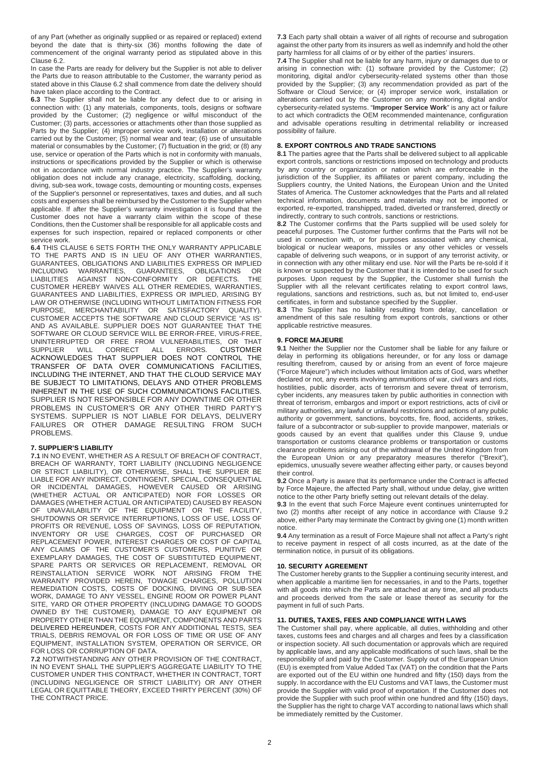of any Part (whether as originally supplied or as repaired or replaced) extend beyond the date that is thirty-six (36) months following the date of commencement of the original warranty period as stipulated above in this Clause 6.2.

In case the Parts are ready for delivery but the Supplier is not able to deliver the Parts due to reason attributable to the Customer, the warranty period as stated above in this Clause 6.2 shall commence from date the delivery should have taken place according to the Contract.

**6.3** The Supplier shall not be liable for any defect due to or arising in connection with: (1) any materials, components, tools, designs or software provided by the Customer; (2) negligence or wilful misconduct of the Customer; (3) parts, accessories or attachments other than those supplied as Parts by the Supplier; (4) improper service work, installation or alterations carried out by the Customer; (5) normal wear and tear; (6) use of unsuitable material or consumables by the Customer; (7) fluctuation in the grid; or (8) any use, service or operation of the Parts which is not in conformity with manuals, instructions or specifications provided by the Supplier or which is otherwise not in accordance with normal industry practice. The Supplier's warranty obligation does not include any cranage, electricity, scaffolding, docking, diving, sub-sea work, towage costs, demounting or mounting costs, expenses of the Supplier's personnel or representatives, taxes and duties, and all such costs and expenses shall be reimbursed by the Customer to the Supplier when applicable. If after the Supplier's warranty investigation it is found that the Customer does not have a warranty claim within the scope of these Conditions, then the Customer shall be responsible for all applicable costs and expenses for such inspection, repaired or replaced components or other service work.

**6.4** THIS CLAUSE 6 SETS FORTH THE ONLY WARRANTY APPLICABLE TO THE PARTS AND IS IN LIEU OF ANY OTHER WARRANTIES, GUARANTEES, OBLIGATIONS AND LIABILITIES EXPRESS OR IMPLIED INCLUDING WARRANTIES, GUARANTEES, OBLIGATIONS OR LIABILITIES AGAINST NON-CONFORMITY OR DEFECTS. THE CUSTOMER HEREBY WAIVES ALL OTHER REMEDIES, WARRANTIES, GUARANTEES AND LIABILITIES, EXPRESS OR IMPLIED, ARISING BY LAW OR OTHERWISE (INCLUDING WITHOUT LIMITATION FITNESS FOR PURPOSE, MERCHANTABILITY OR SATISFACTORY QUALITY). CUSTOMER ACCEPTS THE SOFTWARE AND CLOUD SERVICE "AS IS" AND AS AVAILABLE. SUPPLIER DOES NOT GUARANTEE THAT THE SOFTWARE OR CLOUD SERVICE WILL BE ERROR-FREE, VIRUS-FREE, UNINTERRUPTED OR FREE FROM VULNERABILITIES, OR THAT SUPPLIER WILL CORRECT ALL ERRORS. CUSTOMER ACKNOWLEDGES THAT SUPPLIER DOES NOT CONTROL THE TRANSFER OF DATA OVER COMMUNICATIONS FACILITIES, INCLUDING THE INTERNET, AND THAT THE CLOUD SERVICE MAY BE SUBJECT TO LIMITATIONS, DELAYS AND OTHER PROBLEMS INHERENT IN THE USE OF SUCH COMMUNICATIONS FACILITIES. SUPPLIER IS NOT RESPONSIBLE FOR ANY DOWNTIME OR OTHER PROBLEMS IN CUSTOMER'S OR ANY OTHER THIRD PARTY'S SYSTEMS. SUPPLIER IS NOT LIABLE FOR DELAYS, DELIVERY FAILURES OR OTHER DAMAGE RESULTING FROM SUCH PROBLEMS.

## 7. SUPPLIER'S LIABILITY

**7.1** IN NO EVENT, WHETHER AS A RESULT OF BREACH OF CONTRACT, BREACH OF WARRANTY, TORT LIABILITY (INCLUDING NEGLIGENCE OR STRICT LIABILITY), OR OTHERWISE, SHALL THE SUPPLIER BE LIABLE FOR ANY INDIRECT, CONTINGENT, SPECIAL, CONSEQUENTIAL OR INCIDENTAL DAMAGES, HOWEVER CAUSED OR ARISING (WHETHER ACTUAL OR ANTICIPATED) NOR FOR LOSSES OR DAMAGES (WHETHER ACTUAL OR ANTICIPATED) CAUSED BY REASON OF UNAVAILABILITY OF THE EQUIPMENT OR THE FACILITY, SHUTDOWNS OR SERVICE INTERRUPTIONS, LOSS OF USE, LOSS OF PROFITS OR REVENUE, LOSS OF SAVINGS, LOSS OF REPUTATION, INVENTORY OR USE CHARGES, COST OF PURCHASED OR REPLACEMENT POWER, INTEREST CHARGES OR COST OF CAPITAL ANY CLAIMS OF THE CUSTOMER'S CUSTOMERS, PUNITIVE OR EXEMPLARY DAMAGES, THE COST OF SUBSTITUTED EQUIPMENT, SPARE PARTS OR SERVICES OR REPLACEMENT, REMOVAL OR REINSTALLATION SERVICE WORK NOT ARISING FROM THE WARRANTY PROVIDED HEREIN, TOWAGE CHARGES, POLLUTION REMEDIATION COSTS, COSTS OF DOCKING, DIVING OR SUB-SEA WORK, DAMAGE TO ANY VESSEL, ENGINE ROOM OR POWER PLANT SITE, YARD OR OTHER PROPERTY (INCLUDING DAMAGE TO GOODS OWNED BY THE CUSTOMER), DAMAGE TO ANY EQUIPMENT OR PROPERTY OTHER THAN THE EQUIPMENT, COMPONENTS AND PARTS DELIVERED HEREUNDER, COSTS FOR ANY ADDITIONAL TESTS, SEA TRIALS, DEBRIS REMOVAL OR FOR LOSS OF TIME OR USE OF ANY EQUIPMENT, INSTALLATION SYSTEM, OPERATION OR SERVICE, OR FOR LOSS OR CORRUPTION OF DATA.

**7.2** NOTWITHSTANDING ANY OTHER PROVISION OF THE CONTRACT, IN NO EVENT SHALL THE SUPPLIER'S AGGREGATE LIABILITY TO THE CUSTOMER UNDER THIS CONTRACT, WHETHER IN CONTRACT, TORT (INCLUDING NEGLIGENCE OR STRICT LIABILITY) OR ANY OTHER LEGAL OR EQUITTABLE THEORY, EXCEED THIRTY PERCENT (30%) OF THE CONTRACT PRICE.

**7.3** Each party shall obtain a waiver of all rights of recourse and subrogation against the other party from its insurers as well as indemnify and hold the other party harmless for all claims of or by either of the parties' insurers.

**7.4** The Supplier shall not be liable for any harm, injury or damages due to or arising in connection with: (1) software provided by the Customer; (2) monitoring, digital and/or cybersecurity-related systems other than those provided by the Supplier; (3) any recommendation provided as part of the Software or Cloud Service; or (4) improper service work, installation or alterations carried out by the Customer on any monitoring, digital and/or cybersecurity-related systems. "**Improper Service Work**" is any act or failure to act which contradicts the OEM recommended maintenance, configuration and advisable operations resulting in detrimental reliability or increased possibility of failure.

## 8. EXPORT CONTROLS AND TRADE SANCTIONS

**8.1** The parties agree that the Parts shall be delivered subject to all applicable export controls, sanctions or restrictions imposed on technology and products by any country or organization or nation which are enforceable in the jurisdiction of the Supplier, its affiliates or parent company, including the Suppliers country, the United Nations, the European Union and the United States of America. The Customer acknowledges that the Parts and all related technical information, documents and materials may not be imported or exported, re-exported, transhipped, traded, diverted or transferred, directly or indirectly, contrary to such controls, sanctions or restrictions.

**8.2** The Customer confirms that the Parts supplied will be used solely for peaceful purposes. The Customer further confirms that the Parts will not be used in connection with, or for purposes associated with any chemical, biological or nuclear weapons, missiles or any other vehicles or vessels capable of delivering such weapons, or in support of any terrorist activity, or in connection with any other military end use. Nor will the Parts be re-sold if it is known or suspected by the Customer that it is intended to be used for such purposes. Upon request by the Supplier, the Customer shall furnish the Supplier with all the relevant certificates relating to export control laws, regulations, sanctions and restrictions, such as, but not limited to, end-user certificates, in form and substance specified by the Supplier.

**8.3** The Supplier has no liability resulting from delay, cancellation or amendment of this sale resulting from export controls, sanctions or other applicable restrictive measures.

## 9. FORCE MAJEURE

**9.1** Neither the Supplier nor the Customer shall be liable for any failure or delay in performing its obligations hereunder, or for any loss or damage resulting therefrom, caused by or arising from an event of force majeure ("Force Majeure") which includes without limitation acts of God, wars whether declared or not, any events involving ammunitions of war, civil wars and riots, hostilities, public disorder, acts of terrorism and severe threat of terrorism, cyber incidents, any measures taken by public authorities in connection with threat of terrorism, embargos and import or export restrictions, acts of civil or military authorities, any lawful or unlawful restrictions and actions of any public authority or government, sanctions, boycotts, fire, flood, accidents, strikes, failure of a subcontractor or sub-supplier to provide manpower, materials or goods caused by an event that qualifies under this Clause 9, undue transportation or customs clearance problems or transportation or customs clearance problems arising out of the withdrawal of the United Kingdom from the European Union or any preparatory measures therefor ("Brexit"), epidemics, unusually severe weather affecting either party, or causes beyond their control.

**9.2** Once a Party is aware that its performance under the Contract is affected by Force Majeure, the affected Party shall, without undue delay, give written notice to the other Party briefly setting out relevant details of the delay.

**9.3** In the event that such Force Majeure event continues uninterrupted for two (2) months after receipt of any notice in accordance with Clause 9.2 above, either Party may terminate the Contract by giving one (1) month written notice.

**9.4** Any termination as a result of Force Majeure shall not affect a Party's right to receive payment in respect of all costs incurred, as at the date of the termination notice, in pursuit of its obligations.

## 10. SECURITY AGREEMENT

The Customer hereby grants to the Supplier a continuing security interest, and when applicable a maritime lien for necessaries, in and to the Parts, together with all goods into which the Parts are attached at any time, and all products and proceeds derived from the sale or lease thereof as security for the payment in full of such Parts.

## 11. DUTIES, TAXES, FEES AND COMPLIANCE WITH LAWS

The Customer shall pay, where applicable, all duties, withholding and other taxes, customs fees and charges and all charges and fees by a classification or inspection society. All such documentation or approvals which are required by applicable laws, and any applicable modifications of such laws, shall be the responsibility of and paid by the Customer. Supply out of the European Union (EU) is exempted from Value Added Tax (VAT) on the condition that the Parts are exported out of the EU within one hundred and fifty (150) days from the supply. In accordance with the EU Customs and VAT laws, the Customer must provide the Supplier with valid proof of exportation. If the Customer does not provide the Supplier with such proof within one hundred and fifty (150) days, the Supplier has the right to charge VAT according to national laws which shall be immediately remitted by the Customer.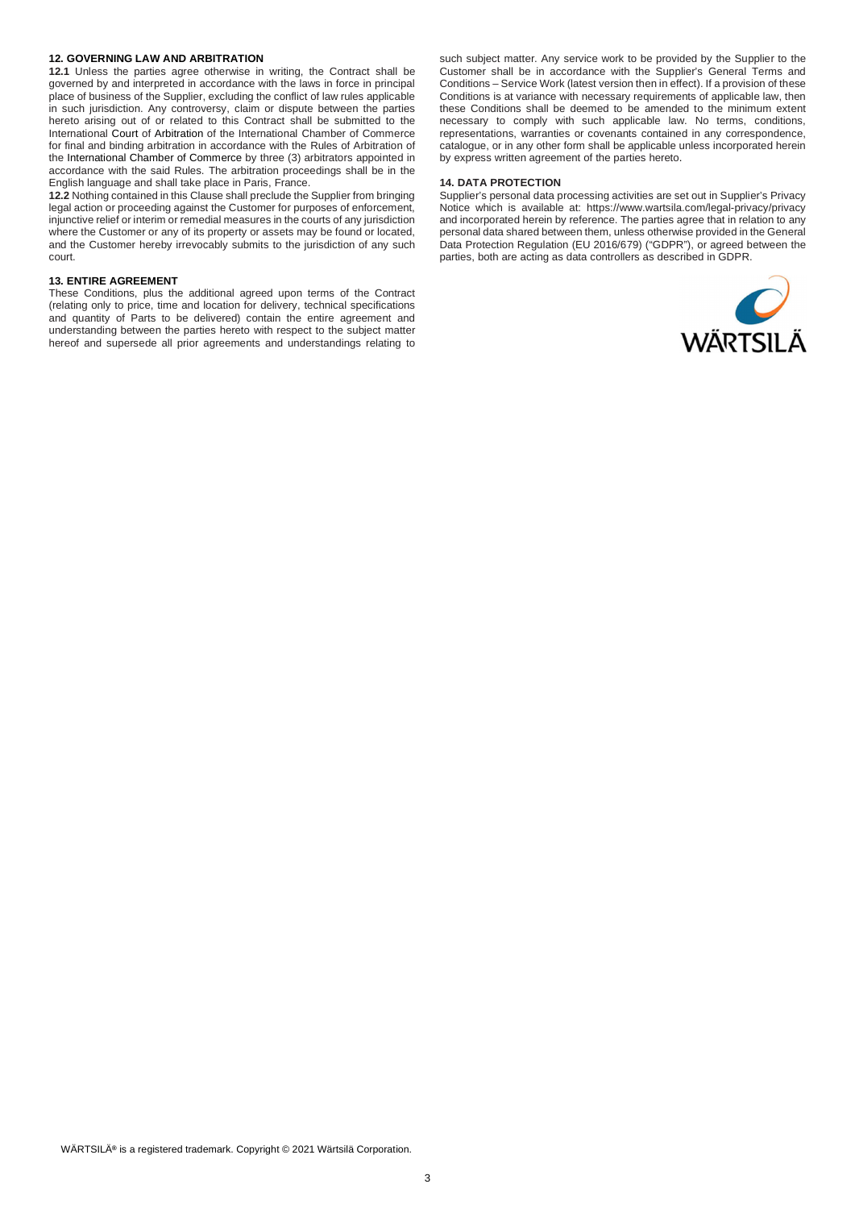**12. GOVERNING LAW AND ARBITRATION**

**12.1** Unless the parties agree otherwise in writing, the Contract shall be governed by and interpreted in accordance with the laws in force in principal place of business of the Supplier, excluding the conflict of law rules applicable in such jurisdiction. Any controversy, claim or dispute between the parties hereto arising out of or related to this Contract shall be submitted to the International Court of Arbitration of the International Chamber of Commerce for final and binding arbitration in accordance with the Rules of Arbitration of the International Chamber of Commerce by three (3) arbitrators appointed in accordance with the said Rules. The arbitration proceedings shall be in the English language and shall take place in Paris, France.

**12.2** Nothing contained in this Clause shall preclude the Supplier from bringing legal action or proceeding against the Customer for purposes of enforcement, injunctive relief or interim or remedial measures in the courts of any jurisdiction where the Customer or any of its property or assets may be found or located, and the Customer hereby irrevocably submits to the jurisdiction of any such court.

**13. ENTIRE AGREEMENT**

These Conditions, plus the additional agreed upon terms of the Contract (relating only to price, time and location for delivery, technical specifications and quantity of Parts to be delivered) contain the entire agreement and understanding between the parties hereto with respect to the subject matter hereof and supersede all prior agreements and understandings relating to such subject matter. Any service work to be provided by the Supplier to the Customer shall be in accordance with the Supplier's General Terms and Conditions – Service Work (latest version then in effect). If a provision of these Conditions is at variance with necessary requirements of applicable law, then these Conditions shall be deemed to be amended to the minimum extent necessary to comply with such applicable law. No terms, conditions, representations, warranties or covenants contained in any correspondence, catalogue, or in any other form shall be applicable unless incorporated herein by express written agreement of the parties hereto.

**14. DATA PROTECTION**

Supplier's personal data processing activities are set out in Supplier's Privacy Notice which is available at: https://www.wartsila.com/legal-privacy/privacy and incorporated herein by reference. The parties agree that in relation to any personal data shared between them, unless otherwise provided in the General Data Protection Regulation (EU 2016/679) ("GDPR"), or agreed between the parties, both are acting as data controllers as described in GDPR.

WÄRTSILÄ

WÄRTSILÄ® is a registered trademark. Copyright © 2021 Wärtsilä Corporation.